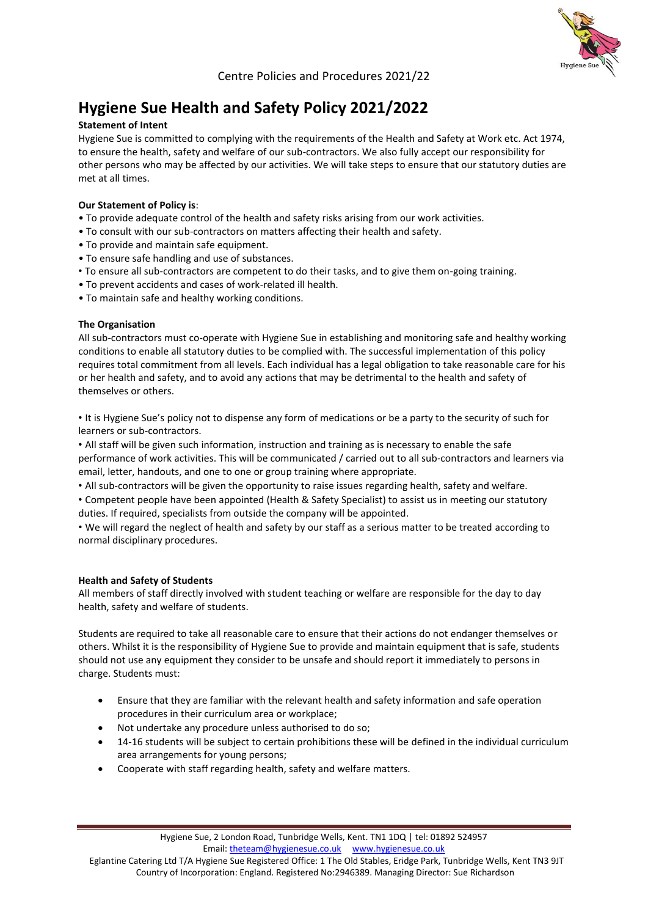# Hygiene Sue Health and Safety Policy 2021/2022

**Statement of Intent**

Hygiene Sue is committed to complying with the requirements of the Health and Safety at Work etc. Act 1974, to ensure the health, safety and welfare of our sub-contractors. We also fully accept our responsibility for other persons who may be affected by our activities. We will take steps to ensure that our statutory duties are met at all times.

**Our Statement of Policy is**:

- To provide adequate control of the health and safety risks arising from our work activities.
- To consult with our sub-contractors on matters affecting their health and safety.
- To provide and maintain safe equipment.
- To ensure safe handling and use of substances.
- To ensure all sub-contractors are competent to do their tasks, and to give them on-going training.
- To prevent accidents and cases of work-related ill health.
- To maintain safe and healthy working conditions.

**The Organisation**

All sub-contractors must co-operate with Hygiene Sue in establishing and monitoring safe and healthy working conditions to enable all statutory duties to be complied with. The successful implementation of this policy requires total commitment from all levels. Each individual has a legal obligation to take reasonable care for his or her health and safety, and to avoid any actions that may be detrimental to the health and safety of themselves or others.

- It is Hygiene Sue's policy not to dispense any form of medications or be a party to the security of such for learners or sub-contractors.
- All staff will be given such information, instruction and training as is necessary to enable the safe performance of work activities. This will be communicated / carried out to all sub-contractors and learners via email, letter, handouts, and one to one or group training where appropriate.
- All sub-contractors will be given the opportunity to raise issues regarding health, safety and welfare.
- Competent people have been appointed (Health & Safety Specialist) to assist us in meeting our statutory duties. If required, specialists from outside the company will be appointed.
- We will regard the neglect of health and safety by our staff as a serious matter to be treated according to normal disciplinary procedures.

**Health and Safety of Students**

All members of staff directly involved with student teaching or welfare are responsible for the day to day health, safety and welfare of students.

Students are required to take all reasonable care to ensure that their actions do not endanger themselves or others. Whilst it is the responsibility of Hygiene Sue to provide and maintain equipment that is safe, students should not use any equipment they consider to be unsafe and should report it immediately to persons in charge. Students must:

- Ensure that they are familiar with the relevant health and safety information and safe operation procedures in their curriculum area or workplace;
- Not undertake any procedure unless authorised to do so;
- 14-16 students will be subject to certain prohibitions these will be defined in the individual curriculum area arrangements for young persons;
- Cooperate with staff regarding health, safety and welfare matters.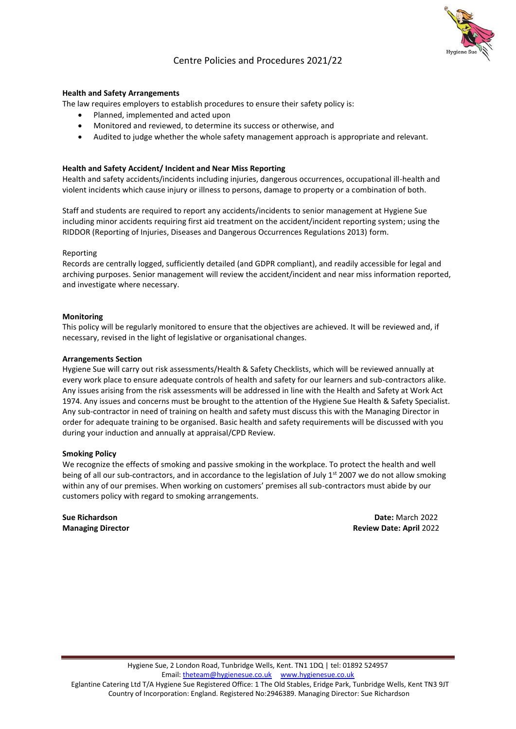# Centre Policies and Procedures 2021/22

**Health and Safety Arrangements**

The law requires employers to establish procedures to ensure their safety policy is:

- Planned, implemented and acted upon
- Monitored and reviewed, to determine its success or otherwise, and
- Audited to judge whether the whole safety management approach is appropriate and relevant.

**Health and Safety Accident/ Incident and Near Miss Reporting**

Health and safety accidents/incidents including injuries, dangerous occurrences, occupational ill-health and violent incidents which cause injury or illness to persons, damage to property or a combination of both.

Staff and students are required to report any accidents/incidents to senior management at Hygiene Sue including minor accidents requiring first aid treatment on the accident/incident reporting system; using the RIDDOR (Reporting of Injuries, Diseases and Dangerous Occurrences Regulations 2013) form.

Reporting

Records are centrally logged, sufficiently detailed (and GDPR compliant), and readily accessible for legal and archiving purposes. Senior management will review the accident/incident and near miss information reported, and investigate where necessary.

**Monitoring**

This policy will be regularly monitored to ensure that the objectives are achieved. It will be reviewed and, if necessary, revised in the light of legislative or organisational changes.

**Arrangements Section**

Hygiene Sue will carry out risk assessments/Health & Safety Checklists, which will be reviewed annually at every work place to ensure adequate controls of health and safety for our learners and sub-contractors alike. Any issues arising from the risk assessments will be addressed in line with the Health and Safety at Work Act 1974. Any issues and concerns must be brought to the attention of the Hygiene Sue Health & Safety Specialist. Any sub-contractor in need of training on health and safety must discuss this with the Managing Director in order for adequate training to be organised. Basic health and safety requirements will be discussed with you during your induction and annually at appraisal/CPD Review.

**Smoking Policy**

We recognize the effects of smoking and passive smoking in the workplace. To protect the health and well being of all our sub-contractors, and in accordance to the legislation of July 1st 2007 we do not allow smoking within any of our premises. When working on customers' premises all sub-contractors must abide by our customers policy with regard to smoking arrangements.

**Sue Richardson**
**Managing Director**

**Date:** March 2022
**Review Date: April** 2022

Hygiene Sue, 2 London Road, Tunbridge Wells, Kent. TN1 1DQ | tel: 01892 524957
Email: theteam@hygienesue.co.uk www.hygienesue.co.uk
Eglantine Catering Ltd T/A Hygiene Sue Registered Office: 1 The Old Stables, Eridge Park, Tunbridge Wells, Kent TN3 9JT
Country of Incorporation: England. Registered No:2946389. Managing Director: Sue Richardson